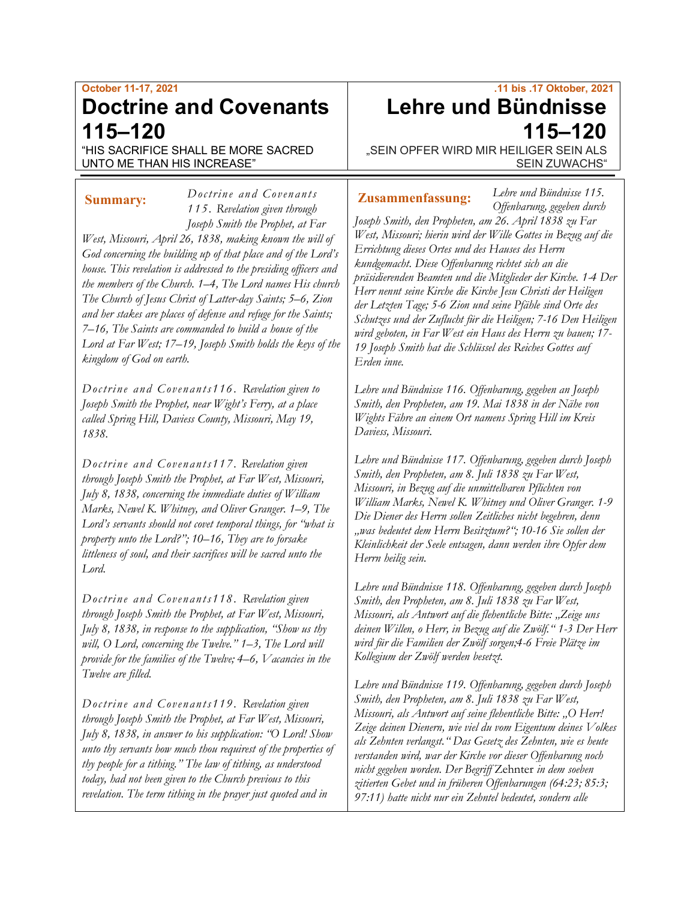**October 11-17, 2021**

# Doctrine and Covenants 115–120

"HIS SACRIFICE SHALL BE MORE SACRED UNTO ME THAN HIS INCREASE"

**Summary:** *Doctrine and Covenants 115. Revelation given through Joseph Smith the Prophet, at Far West, Missouri, April 26, 1838, making known the will of God concerning the building up of that place and of the Lord's house. This revelation is addressed to the presiding officers and the members of the Church. 1–4, The Lord names His church The Church of Jesus Christ of Latter-day Saints; 5–6, Zion and her stakes are places of defense and refuge for the Saints; 7–16, The Saints are commanded to build a house of the Lord at Far West; 17–19, Joseph Smith holds the keys of the kingdom of God on earth.*

*Doctrine and Covenants116. Revelation given to Joseph Smith the Prophet, near Wight's Ferry, at a place called Spring Hill, Daviess County, Missouri, May 19, 1838.*

*Doctrine and Covenants117. Revelation given through Joseph Smith the Prophet, at Far West, Missouri, July 8, 1838, concerning the immediate duties of William Marks, Newel K. Whitney, and Oliver Granger. 1–9, The Lord's servants should not covet temporal things, for "what is property unto the Lord?"; 10–16, They are to forsake littleness of soul, and their sacrifices will be sacred unto the Lord.*

*Doctrine and Covenants118. Revelation given through Joseph Smith the Prophet, at Far West, Missouri, July 8, 1838, in response to the supplication, "Show us thy will, O Lord, concerning the Twelve." 1–3, The Lord will provide for the families of the Twelve; 4–6, Vacancies in the Twelve are filled.*

*Doctrine and Covenants119. Revelation given through Joseph Smith the Prophet, at Far West, Missouri, July 8, 1838, in answer to his supplication: "O Lord! Show unto thy servants how much thou requirest of the properties of thy people for a tithing." The law of tithing, as understood today, had not been given to the Church previous to this revelation. The term tithing in the prayer just quoted and in*

**.11 bis .17 Oktober, 2021**

# Lehre und Bündnisse 115–120

„SEIN OPFER WIRD MIR HEILIGER SEIN ALS SEIN ZUWACHS"

**Zusammenfassung:** *Lehre und Bündnisse 115. Offenbarung, gegeben durch Joseph Smith, den Propheten, am 26. April 1838 zu Far West, Missouri; hierin wird der Wille Gottes in Bezug auf die Errichtung dieses Ortes und des Hauses des Herrn kundgemacht. Diese Offenbarung richtet sich an die präsidierenden Beamten und die Mitglieder der Kirche. 1-4 Der Herr nennt seine Kirche die Kirche Jesu Christi der Heiligen der Letzten Tage; 5-6 Zion und seine Pfähle sind Orte des Schutzes und der Zuflucht für die Heiligen; 7-16 Den Heiligen wird geboten, in Far West ein Haus des Herrn zu bauen; 17-19 Joseph Smith hat die Schlüssel des Reiches Gottes auf Erden inne.*

*Lehre und Bündnisse 116. Offenbarung, gegeben an Joseph Smith, den Propheten, am 19. Mai 1838 in der Nähe von Wights Fähre an einem Ort namens Spring Hill im Kreis Daviess, Missouri.*

*Lehre und Bündnisse 117. Offenbarung, gegeben durch Joseph Smith, den Propheten, am 8. Juli 1838 zu Far West, Missouri, in Bezug auf die unmittelbaren Pflichten von William Marks, Newel K. Whitney und Oliver Granger. 1-9 Die Diener des Herrn sollen Zeitliches nicht begehren, denn „was bedeutet dem Herrn Besitztum?"; 10-16 Sie sollen der Kleinlichkeit der Seele entsagen, dann werden ihre Opfer dem Herrn heilig sein.*

*Lehre und Bündnisse 118. Offenbarung, gegeben durch Joseph Smith, den Propheten, am 8. Juli 1838 zu Far West, Missouri, als Antwort auf die flehentliche Bitte: „Zeige uns deinen Willen, o Herr, in Bezug auf die Zwölf." 1-3 Der Herr wird für die Familien der Zwölf sorgen;4-6 Freie Plätze im Kollegium der Zwölf werden besetzt.*

*Lehre und Bündnisse 119. Offenbarung, gegeben durch Joseph Smith, den Propheten, am 8. Juli 1838 zu Far West, Missouri, als Antwort auf seine flehentliche Bitte: „O Herr! Zeige deinen Dienern, wie viel du vom Eigentum deines Volkes als Zehnten verlangst." Das Gesetz des Zehnten, wie es heute verstanden wird, war der Kirche vor dieser Offenbarung noch nicht gegeben worden. Der Begriff* Zehnter *in dem soeben zitierten Gebet und in früheren Offenbarungen (64:23; 85:3; 97:11) hatte nicht nur ein Zehntel bedeutet, sondern alle*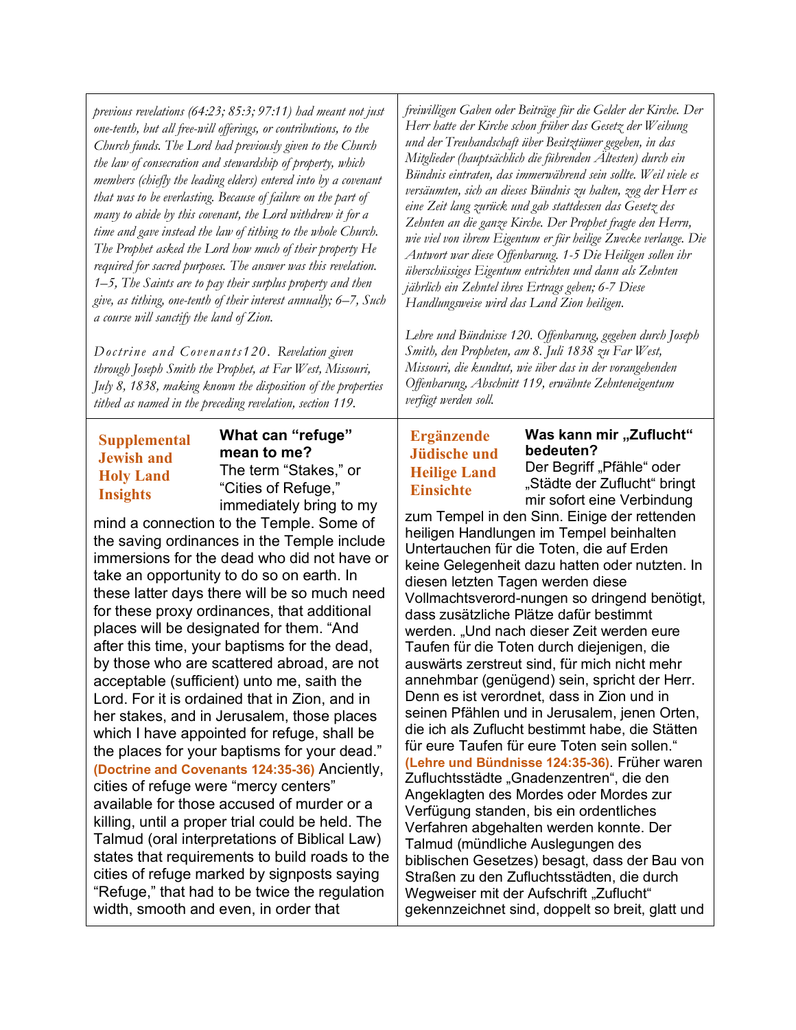*previous revelations (64:23; 85:3; 97:11) had meant not just one-tenth, but all free-will offerings, or contributions, to the Church funds. The Lord had previously given to the Church the law of consecration and stewardship of property, which members (chiefly the leading elders) entered into by a covenant that was to be everlasting. Because of failure on the part of many to abide by this covenant, the Lord withdrew it for a time and gave instead the law of tithing to the whole Church. The Prophet asked the Lord how much of their property He required for sacred purposes. The answer was this revelation. 1–5, The Saints are to pay their surplus property and then give, as tithing, one-tenth of their interest annually; 6–7, Such a course will sanctify the land of Zion.*

*Doctrine and Covenants 120. Revelation given through Joseph Smith the Prophet, at Far West, Missouri, July 8, 1838, making known the disposition of the properties tithed as named in the preceding revelation, section 119.*

*freiwilligen Gaben oder Beiträge für die Gelder der Kirche. Der Herr hatte der Kirche schon früher das Gesetz der Weihung und der Treuhandschaft über Besitztümer gegeben, in das Mitglieder (hauptsächlich die führenden Ältesten) durch ein Bündnis eintraten, das immerwährend sein sollte. Weil viele es versäumten, sich an dieses Bündnis zu halten, zog der Herr es eine Zeit lang zurück und gab stattdessen das Gesetz des Zehnten an die ganze Kirche. Der Prophet fragte den Herrn, wie viel von ihrem Eigentum er für heilige Zwecke verlange. Die Antwort war diese Offenbarung. 1-5 Die Heiligen sollen ihr überschüssiges Eigentum entrichten und dann als Zehnten jährlich ein Zehntel ihres Ertrags geben; 6-7 Diese Handlungsweise wird das Land Zion heiligen.*

*Lehre und Bündnisse 120. Offenbarung, gegeben durch Joseph Smith, den Propheten, am 8. Juli 1838 zu Far West, Missouri, die kundtut, wie über das in der vorangehenden Offenbarung, Abschnitt 119, erwähnte Zehnteneigentum verfügt werden soll.*

**Supplemental Jewish and Holy Land Insights**

### What can "refuge" mean to me?

The term "Stakes," or "Cities of Refuge," immediately bring to my mind a connection to the Temple. Some of the saving ordinances in the Temple include immersions for the dead who did not have or take an opportunity to do so on earth. In these latter days there will be so much need for these proxy ordinances, that additional places will be designated for them. "And after this time, your baptisms for the dead, by those who are scattered abroad, are not acceptable (sufficient) unto me, saith the Lord. For it is ordained that in Zion, and in her stakes, and in Jerusalem, those places which I have appointed for refuge, shall be the places for your baptisms for your dead." **(Doctrine and Covenants 124:35-36)** Anciently, cities of refuge were "mercy centers" available for those accused of murder or a killing, until a proper trial could be held. The Talmud (oral interpretations of Biblical Law) states that requirements to build roads to the cities of refuge marked by signposts saying "Refuge," that had to be twice the regulation width, smooth and even, in order that

**Ergänzende Jüdische und Heilige Land Einsichte**

### Was kann mir „Zuflucht" bedeuten?

Der Begriff „Pfähle" oder „Städte der Zuflucht" bringt mir sofort eine Verbindung zum Tempel in den Sinn. Einige der rettenden heiligen Handlungen im Tempel beinhalten Untertauchen für die Toten, die auf Erden keine Gelegenheit dazu hatten oder nutzten. In diesen letzten Tagen werden diese Vollmachtsverord-nungen so dringend benötigt, dass zusätzliche Plätze dafür bestimmt werden. „Und nach dieser Zeit werden eure Taufen für die Toten durch diejenigen, die auswärts zerstreut sind, für mich nicht mehr annehmbar (genügend) sein, spricht der Herr. Denn es ist verordnet, dass in Zion und in seinen Pfählen und in Jerusalem, jenen Orten, die ich als Zuflucht bestimmt habe, die Stätten für eure Taufen für eure Toten sein sollen." **(Lehre und Bündnisse 124:35-36)**. Früher waren Zufluchtsstädte „Gnadenzentren", die den Angeklagten des Mordes oder Mordes zur Verfügung standen, bis ein ordentliches Verfahren abgehalten werden konnte. Der Talmud (mündliche Auslegungen des biblischen Gesetzes) besagt, dass der Bau von Straßen zu den Zufluchtsstädten, die durch Wegweiser mit der Aufschrift „Zuflucht" gekennzeichnet sind, doppelt so breit, glatt und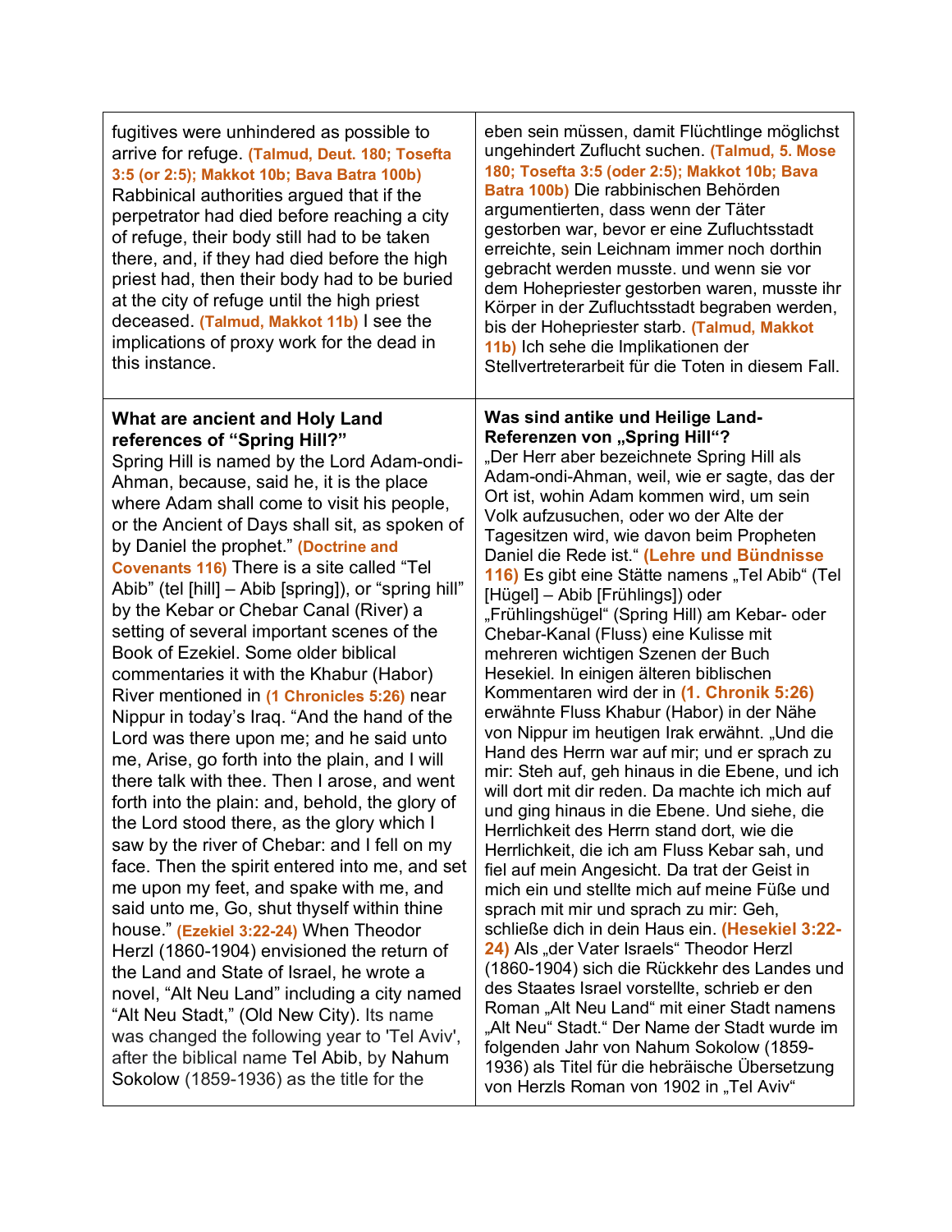| | |
|---|---|
| fugitives were unhindered as possible to arrive for refuge. **(Talmud, Deut. 180; Tosefta 3:5 (or 2:5); Makkot 10b; Bava Batra 100b)** Rabbinical authorities argued that if the perpetrator had died before reaching a city of refuge, their body still had to be taken there, and, if they had died before the high priest had, then their body had to be buried at the city of refuge until the high priest deceased. **(Talmud, Makkot 11b)** I see the implications of proxy work for the dead in this instance. | eben sein müssen, damit Flüchtlinge möglichst ungehindert Zuflucht suchen. **(Talmud, 5. Mose 180; Tosefta 3:5 (oder 2:5); Makkot 10b; Bava Batra 100b)** Die rabbinischen Behörden argumentierten, dass wenn der Täter gestorben war, bevor er eine Zufluchtsstadt erreichte, sein Leichnam immer noch dorthin gebracht werden musste. und wenn sie vor dem Hohepriester gestorben waren, musste ihr Körper in der Zufluchtsstadt begraben werden, bis der Hohepriester starb. **(Talmud, Makkot 11b)** Ich sehe die Implikationen der Stellvertreterarbeit für die Toten in diesem Fall. |
| **What are ancient and Holy Land references of "Spring Hill?"** Spring Hill is named by the Lord Adam-ondi-Ahman, because, said he, it is the place where Adam shall come to visit his people, or the Ancient of Days shall sit, as spoken of by Daniel the prophet." **(Doctrine and Covenants 116)** There is a site called "Tel Abib" (tel [hill] – Abib [spring]), or "spring hill" by the Kebar or Chebar Canal (River) a setting of several important scenes of the Book of Ezekiel. Some older biblical commentaries it with the Khabur (Habor) River mentioned in **(1 Chronicles 5:26)** near Nippur in today's Iraq. "And the hand of the Lord was there upon me; and he said unto me, Arise, go forth into the plain, and I will there talk with thee. Then I arose, and went forth into the plain: and, behold, the glory of the Lord stood there, as the glory which I saw by the river of Chebar: and I fell on my face. Then the spirit entered into me, and set me upon my feet, and spake with me, and said unto me, Go, shut thyself within thine house." **(Ezekiel 3:22-24)** When Theodor Herzl (1860-1904) envisioned the return of the Land and State of Israel, he wrote a novel, "Alt Neu Land" including a city named "Alt Neu Stadt," (Old New City). Its name was changed the following year to 'Tel Aviv', after the biblical name Tel Abib, by Nahum Sokolow (1859-1936) as the title for the | **Was sind antike und Heilige Land-Referenzen von „Spring Hill"?** „Der Herr aber bezeichnete Spring Hill als Adam-ondi-Ahman, weil, wie er sagte, das der Ort ist, wohin Adam kommen wird, um sein Volk aufzusuchen, oder wo der Alte der Tagesitzen wird, wie davon beim Propheten Daniel die Rede ist." **(Lehre und Bündnisse 116)** Es gibt eine Stätte namens „Tel Abib" (Tel [Hügel] – Abib [Frühlings]) oder „Frühlingshügel" (Spring Hill) am Kebar- oder Chebar-Kanal (Fluss) eine Kulisse mit mehreren wichtigen Szenen der Buch Hesekiel. In einigen älteren biblischen Kommentaren wird der in **(1. Chronik 5:26)** erwähnte Fluss Khabur (Habor) in der Nähe von Nippur im heutigen Irak erwähnt. „Und die Hand des Herrn war auf mir; und er sprach zu mir: Steh auf, geh hinaus in die Ebene, und ich will dort mit dir reden. Da machte ich mich auf und ging hinaus in die Ebene. Und siehe, die Herrlichkeit des Herrn stand dort, wie die Herrlichkeit, die ich am Fluss Kebar sah, und fiel auf mein Angesicht. Da trat der Geist in mich ein und stellte mich auf meine Füße und sprach mit mir und sprach zu mir: Geh, schließe dich in dein Haus ein. **(Hesekiel 3:22-24)** Als „der Vater Israels" Theodor Herzl (1860-1904) sich die Rückkehr des Landes und des Staates Israel vorstellte, schrieb er den Roman „Alt Neu Land" mit einer Stadt namens „Alt Neu" Stadt." Der Name der Stadt wurde im folgenden Jahr von Nahum Sokolow (1859-1936) als Titel für die hebräische Übersetzung von Herzls Roman von 1902 in „Tel Aviv" |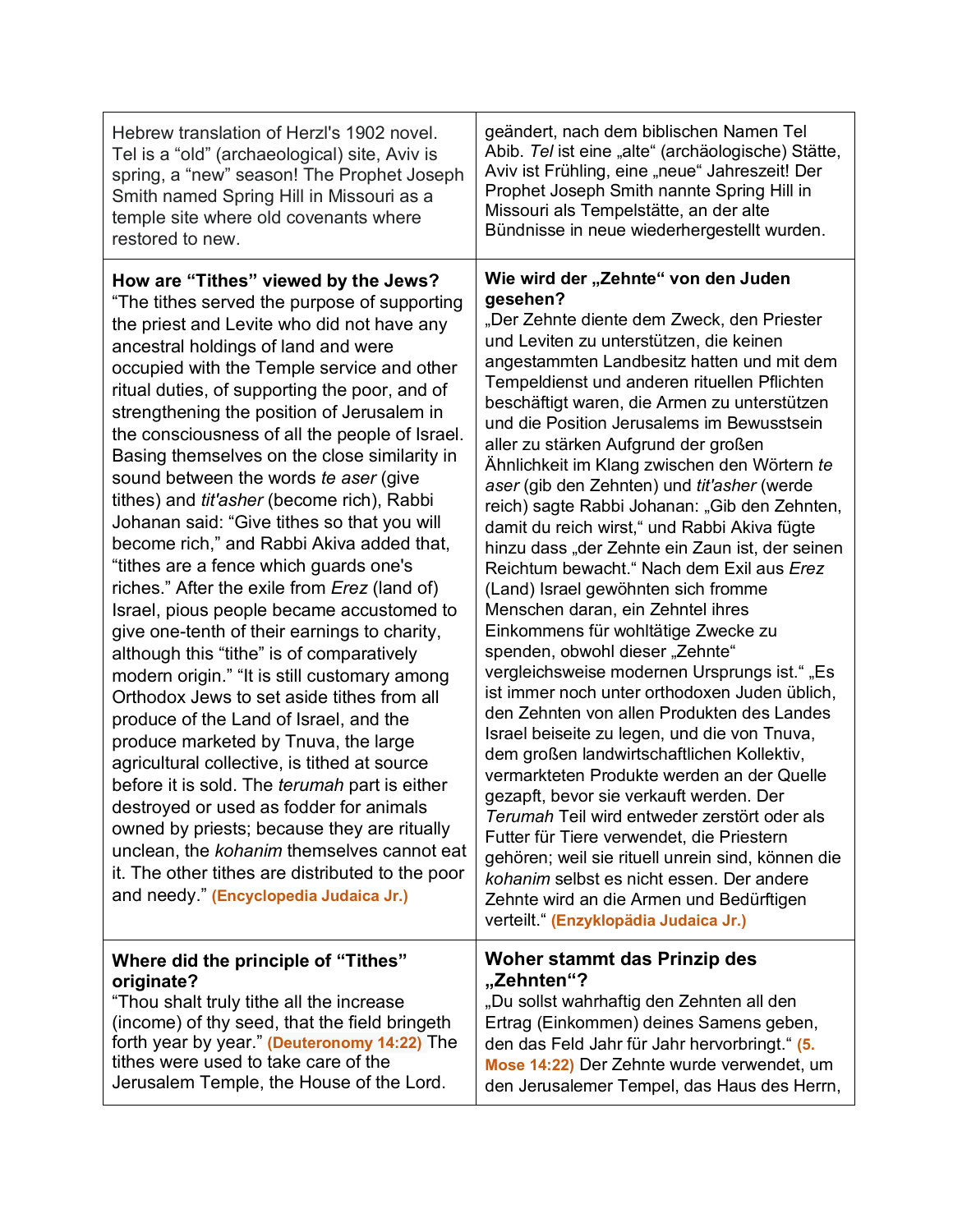| | |
|---|---|
| Hebrew translation of Herzl's 1902 novel. Tel is a "old" (archaeological) site, Aviv is spring, a "new" season! The Prophet Joseph Smith named Spring Hill in Missouri as a temple site where old covenants where restored to new. | geändert, nach dem biblischen Namen Tel Abib. *Tel* ist eine „alte" (archäologische) Stätte, Aviv ist Frühling, eine „neue" Jahreszeit! Der Prophet Joseph Smith nannte Spring Hill in Missouri als Tempelstätte, an der alte Bündnisse in neue wiederhergestellt wurden. |
| **How are "Tithes" viewed by the Jews?** "The tithes served the purpose of supporting the priest and Levite who did not have any ancestral holdings of land and were occupied with the Temple service and other ritual duties, of supporting the poor, and of strengthening the position of Jerusalem in the consciousness of all the people of Israel. Basing themselves on the close similarity in sound between the words *te aser* (give tithes) and *tit'asher* (become rich), Rabbi Johanan said: "Give tithes so that you will become rich," and Rabbi Akiva added that, "tithes are a fence which guards one's riches." After the exile from *Erez* (land of) Israel, pious people became accustomed to give one-tenth of their earnings to charity, although this "tithe" is of comparatively modern origin." "It is still customary among Orthodox Jews to set aside tithes from all produce of the Land of Israel, and the produce marketed by Tnuva, the large agricultural collective, is tithed at source before it is sold. The *terumah* part is either destroyed or used as fodder for animals owned by priests; because they are ritually unclean, the *kohanim* themselves cannot eat it. The other tithes are distributed to the poor and needy." **(Encyclopedia Judaica Jr.)** | **Wie wird der „Zehnte" von den Juden gesehen?** „Der Zehnte diente dem Zweck, den Priester und Leviten zu unterstützen, die keinen angestammten Landbesitz hatten und mit dem Tempeldienst und anderen rituellen Pflichten beschäftigt waren, die Armen zu unterstützen und die Position Jerusalems im Bewusstsein aller zu stärken Aufgrund der großen Ähnlichkeit im Klang zwischen den Wörtern *te aser* (gib den Zehnten) und *tit'asher* (werde reich) sagte Rabbi Johanan: „Gib den Zehnten, damit du reich wirst," und Rabbi Akiva fügte hinzu dass „der Zehnte ein Zaun ist, der seinen Reichtum bewacht." Nach dem Exil aus *Erez* (Land) Israel gewöhnten sich fromme Menschen daran, ein Zehntel ihres Einkommens für wohltätige Zwecke zu spenden, obwohl dieser „Zehnte" vergleichsweise modernen Ursprungs ist." „Es ist immer noch unter orthodoxen Juden üblich, den Zehnten von allen Produkten des Landes Israel beiseite zu legen, und die von Tnuva, dem großen landwirtschaftlichen Kollektiv, vermarkteten Produkte werden an der Quelle gezapft, bevor sie verkauft werden. Der *Terumah* Teil wird entweder zerstört oder als Futter für Tiere verwendet, die Priestern gehören; weil sie rituell unrein sind, können die *kohanim* selbst es nicht essen. Der andere Zehnte wird an die Armen und Bedürftigen verteilt." **(Enzyklopädia Judaica Jr.)** |
| **Where did the principle of "Tithes" originate?** "Thou shalt truly tithe all the increase (income) of thy seed, that the field bringeth forth year by year." **(Deuteronomy 14:22)** The tithes were used to take care of the Jerusalem Temple, the House of the Lord. | **Woher stammt das Prinzip des „Zehnten"?** „Du sollst wahrhaftig den Zehnten all den Ertrag (Einkommen) deines Samens geben, den das Feld Jahr für Jahr hervorbringt." **(5. Mose 14:22)** Der Zehnte wurde verwendet, um den Jerusalemer Tempel, das Haus des Herrn, |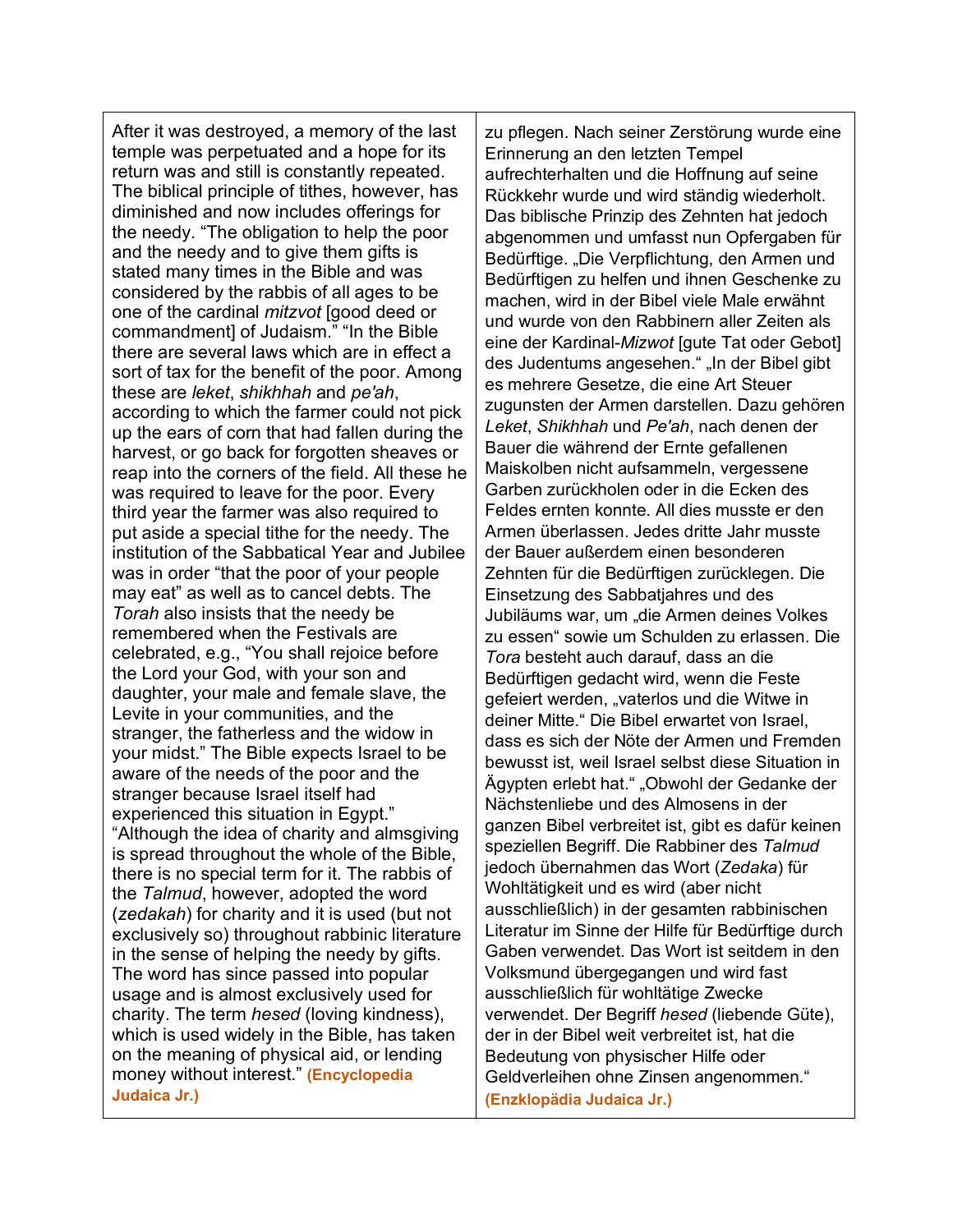| | |
|---|---|
| After it was destroyed, a memory of the last temple was perpetuated and a hope for its return was and still is constantly repeated. The biblical principle of tithes, however, has diminished and now includes offerings for the needy. "The obligation to help the poor and the needy and to give them gifts is stated many times in the Bible and was considered by the rabbis of all ages to be one of the cardinal *mitzvot* [good deed or commandment] of Judaism." "In the Bible there are several laws which are in effect a sort of tax for the benefit of the poor. Among these are *leket*, *shikhhah* and *pe'ah*, according to which the farmer could not pick up the ears of corn that had fallen during the harvest, or go back for forgotten sheaves or reap into the corners of the field. All these he was required to leave for the poor. Every third year the farmer was also required to put aside a special tithe for the needy. The institution of the Sabbatical Year and Jubilee was in order "that the poor of your people may eat" as well as to cancel debts. The *Torah* also insists that the needy be remembered when the Festivals are celebrated, e.g., "You shall rejoice before the Lord your God, with your son and daughter, your male and female slave, the Levite in your communities, and the stranger, the fatherless and the widow in your midst." The Bible expects Israel to be aware of the needs of the poor and the stranger because Israel itself had experienced this situation in Egypt." "Although the idea of charity and almsgiving is spread throughout the whole of the Bible, there is no special term for it. The rabbis of the *Talmud*, however, adopted the word (*zedakah*) for charity and it is used (but not exclusively so) throughout rabbinic literature in the sense of helping the needy by gifts. The word has since passed into popular usage and is almost exclusively used for charity. The term *hesed* (loving kindness), which is used widely in the Bible, has taken on the meaning of physical aid, or lending money without interest." **(Encyclopedia Judaica Jr.)** | zu pflegen. Nach seiner Zerstörung wurde eine Erinnerung an den letzten Tempel aufrechterhalten und die Hoffnung auf seine Rückkehr wurde und wird ständig wiederholt. Das biblische Prinzip des Zehnten hat jedoch abgenommen und umfasst nun Opfergaben für Bedürftige. „Die Verpflichtung, den Armen und Bedürftigen zu helfen und ihnen Geschenke zu machen, wird in der Bibel viele Male erwähnt und wurde von den Rabbinern aller Zeiten als eine der Kardinal-*Mizwot* [gute Tat oder Gebot] des Judentums angesehen." „In der Bibel gibt es mehrere Gesetze, die eine Art Steuer zugunsten der Armen darstellen. Dazu gehören *Leket*, *Shikhhah* und *Pe'ah*, nach denen der Bauer die während der Ernte gefallenen Maiskolben nicht aufsammeln, vergessene Garben zurückholen oder in die Ecken des Feldes ernten konnte. All dies musste er den Armen überlassen. Jedes dritte Jahr musste der Bauer außerdem einen besonderen Zehnten für die Bedürftigen zurücklegen. Die Einsetzung des Sabbatjahres und des Jubiläums war, um „die Armen deines Volkes zu essen" sowie um Schulden zu erlassen. Die *Tora* besteht auch darauf, dass an die Bedürftigen gedacht wird, wenn die Feste gefeiert werden, „vaterlos und die Witwe in deiner Mitte." Die Bibel erwartet von Israel, dass es sich der Nöte der Armen und Fremden bewusst ist, weil Israel selbst diese Situation in Ägypten erlebt hat." „Obwohl der Gedanke der Nächstenliebe und des Almosens in der ganzen Bibel verbreitet ist, gibt es dafür keinen speziellen Begriff. Die Rabbiner des *Talmud* jedoch übernahmen das Wort (*Zedaka*) für Wohltätigkeit und es wird (aber nicht ausschließlich) in der gesamten rabbinischen Literatur im Sinne der Hilfe für Bedürftige durch Gaben verwendet. Das Wort ist seitdem in den Volksmund übergegangen und wird fast ausschließlich für wohltätige Zwecke verwendet. Der Begriff *hesed* (liebende Güte), der in der Bibel weit verbreitet ist, hat die Bedeutung von physischer Hilfe oder Geldverleihen ohne Zinsen angenommen." **(Enzklopädia Judaica Jr.)** |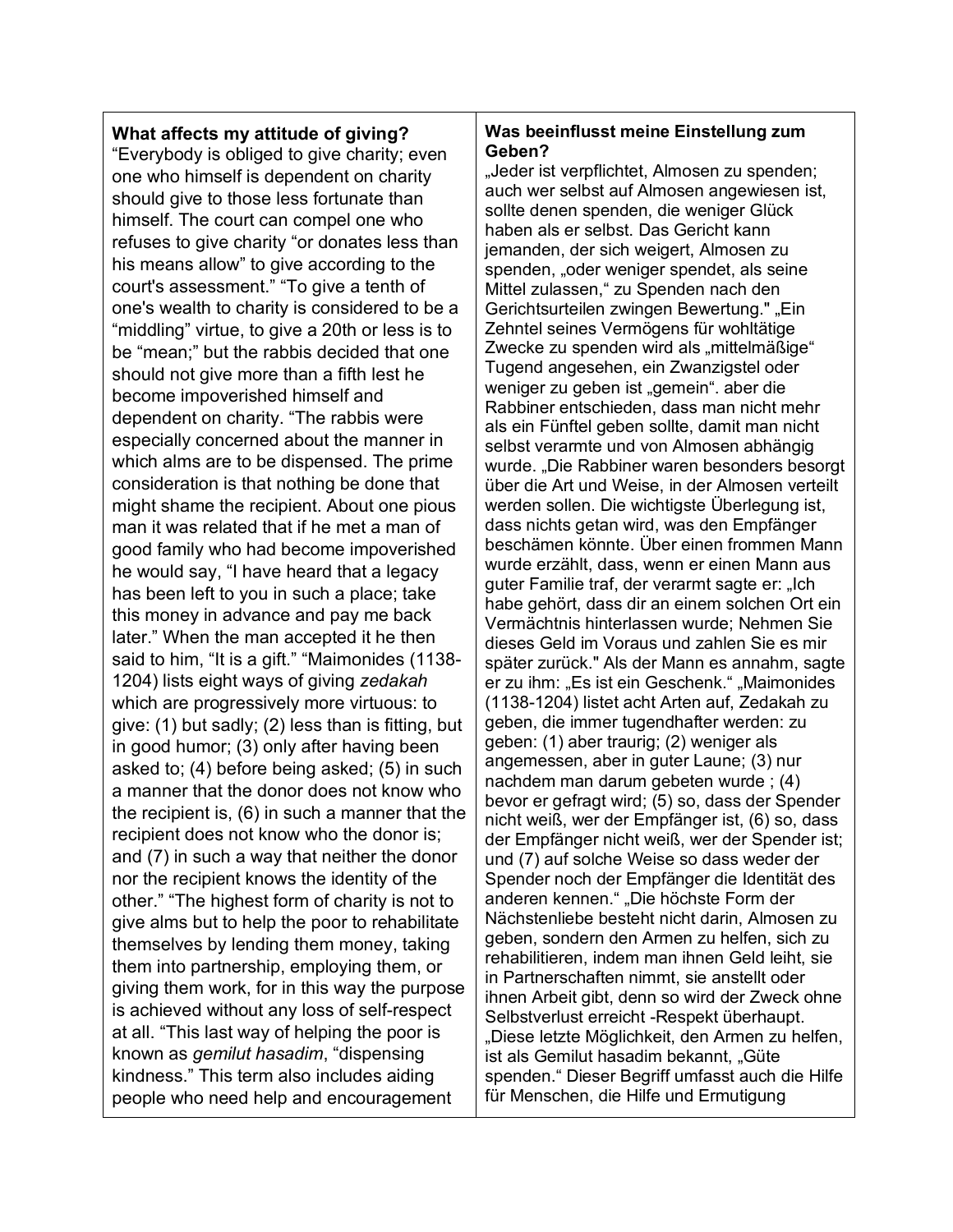**What affects my attitude of giving?**
"Everybody is obliged to give charity; even one who himself is dependent on charity should give to those less fortunate than himself. The court can compel one who refuses to give charity "or donates less than his means allow" to give according to the court's assessment." "To give a tenth of one's wealth to charity is considered to be a "middling" virtue, to give a 20th or less is to be "mean;" but the rabbis decided that one should not give more than a fifth lest he become impoverished himself and dependent on charity. "The rabbis were especially concerned about the manner in which alms are to be dispensed. The prime consideration is that nothing be done that might shame the recipient. About one pious man it was related that if he met a man of good family who had become impoverished he would say, "I have heard that a legacy has been left to you in such a place; take this money in advance and pay me back later." When the man accepted it he then said to him, "It is a gift." "Maimonides (1138-1204) lists eight ways of giving *zedakah* which are progressively more virtuous: to give: (1) but sadly; (2) less than is fitting, but in good humor; (3) only after having been asked to; (4) before being asked; (5) in such a manner that the donor does not know who the recipient is, (6) in such a manner that the recipient does not know who the donor is; and (7) in such a way that neither the donor nor the recipient knows the identity of the other." "The highest form of charity is not to give alms but to help the poor to rehabilitate themselves by lending them money, taking them into partnership, employing them, or giving them work, for in this way the purpose is achieved without any loss of self-respect at all. "This last way of helping the poor is known as *gemilut hasadim*, "dispensing kindness." This term also includes aiding people who need help and encouragement

**Was beeinflusst meine Einstellung zum Geben?**
„Jeder ist verpflichtet, Almosen zu spenden; auch wer selbst auf Almosen angewiesen ist, sollte denen spenden, die weniger Glück haben als er selbst. Das Gericht kann jemanden, der sich weigert, Almosen zu spenden, „oder weniger spendet, als seine Mittel zulassen," zu Spenden nach den Gerichtsurteilen zwingen Bewertung." „Ein Zehntel seines Vermögens für wohltätige Zwecke zu spenden wird als „mittelmäßige" Tugend angesehen, ein Zwanzigstel oder weniger zu geben ist „gemein". aber die Rabbiner entschieden, dass man nicht mehr als ein Fünftel geben sollte, damit man nicht selbst verarmte und von Almosen abhängig wurde. „Die Rabbiner waren besonders besorgt über die Art und Weise, in der Almosen verteilt werden sollen. Die wichtigste Überlegung ist, dass nichts getan wird, was den Empfänger beschämen könnte. Über einen frommen Mann wurde erzählt, dass, wenn er einen Mann aus guter Familie traf, der verarmt sagte er: „Ich habe gehört, dass dir an einem solchen Ort ein Vermächtnis hinterlassen wurde; Nehmen Sie dieses Geld im Voraus und zahlen Sie es mir später zurück." Als der Mann es annahm, sagte er zu ihm: „Es ist ein Geschenk." „Maimonides (1138-1204) listet acht Arten auf, Zedakah zu geben, die immer tugendhafter werden: zu geben: (1) aber traurig; (2) weniger als angemessen, aber in guter Laune; (3) nur nachdem man darum gebeten wurde ; (4) bevor er gefragt wird; (5) so, dass der Spender nicht weiß, wer der Empfänger ist, (6) so, dass der Empfänger nicht weiß, wer der Spender ist; und (7) auf solche Weise so dass weder der Spender noch der Empfänger die Identität des anderen kennen." „Die höchste Form der Nächstenliebe besteht nicht darin, Almosen zu geben, sondern den Armen zu helfen, sich zu rehabilitieren, indem man ihnen Geld leiht, sie in Partnerschaften nimmt, sie anstellt oder ihnen Arbeit gibt, denn so wird der Zweck ohne Selbstverlust erreicht -Respekt überhaupt. „Diese letzte Möglichkeit, den Armen zu helfen, ist als Gemilut hasadim bekannt, „Güte spenden." Dieser Begriff umfasst auch die Hilfe für Menschen, die Hilfe und Ermutigung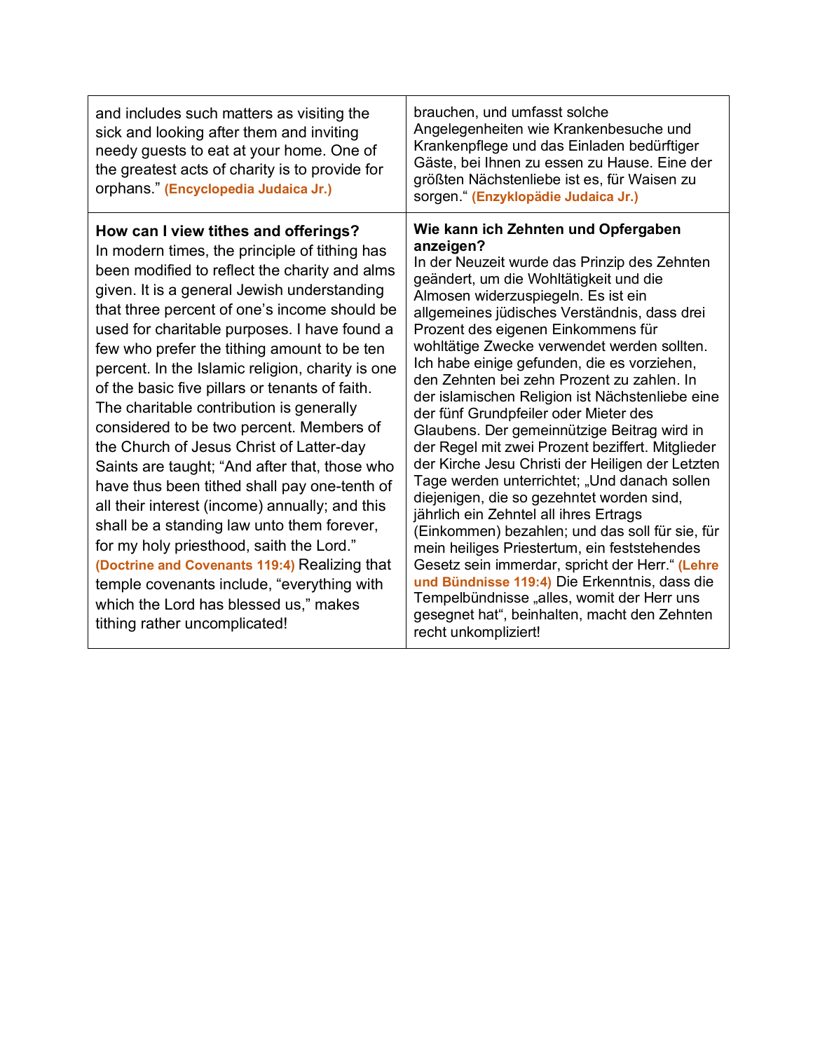| | |
|---|---|
| and includes such matters as visiting the sick and looking after them and inviting needy guests to eat at your home. One of the greatest acts of charity is to provide for orphans.” **(Encyclopedia Judaica Jr.)** | brauchen, und umfasst solche Angelegenheiten wie Krankenbesuche und Krankenpflege und das Einladen bedürftiger Gäste, bei Ihnen zu essen zu Hause. Eine der größten Nächstenliebe ist es, für Waisen zu sorgen.“ **(Enzyklopädie Judaica Jr.)** |
| **How can I view tithes and offerings?** In modern times, the principle of tithing has been modified to reflect the charity and alms given. It is a general Jewish understanding that three percent of one’s income should be used for charitable purposes. I have found a few who prefer the tithing amount to be ten percent. In the Islamic religion, charity is one of the basic five pillars or tenants of faith. The charitable contribution is generally considered to be two percent. Members of the Church of Jesus Christ of Latter-day Saints are taught; “And after that, those who have thus been tithed shall pay one-tenth of all their interest (income) annually; and this shall be a standing law unto them forever, for my holy priesthood, saith the Lord.” **(Doctrine and Covenants 119:4)** Realizing that temple covenants include, “everything with which the Lord has blessed us,” makes tithing rather uncomplicated! | **Wie kann ich Zehnten und Opfergaben anzeigen?** In der Neuzeit wurde das Prinzip des Zehnten geändert, um die Wohltätigkeit und die Almosen widerzuspiegeln. Es ist ein allgemeines jüdisches Verständnis, dass drei Prozent des eigenen Einkommens für wohltätige Zwecke verwendet werden sollten. Ich habe einige gefunden, die es vorziehen, den Zehnten bei zehn Prozent zu zahlen. In der islamischen Religion ist Nächstenliebe eine der fünf Grundpfeiler oder Mieter des Glaubens. Der gemeinnützige Beitrag wird in der Regel mit zwei Prozent beziffert. Mitglieder der Kirche Jesu Christi der Heiligen der Letzten Tage werden unterrichtet; „Und danach sollen diejenigen, die so gezehntet worden sind, jährlich ein Zehntel all ihres Ertrags (Einkommen) bezahlen; und das soll für sie, für mein heiliges Priestertum, ein feststehendes Gesetz sein immerdar, spricht der Herr.“ **(Lehre und Bündnisse 119:4)** Die Erkenntnis, dass die Tempelbündnisse „alles, womit der Herr uns gesegnet hat“, beinhalten, macht den Zehnten recht unkompliziert! |